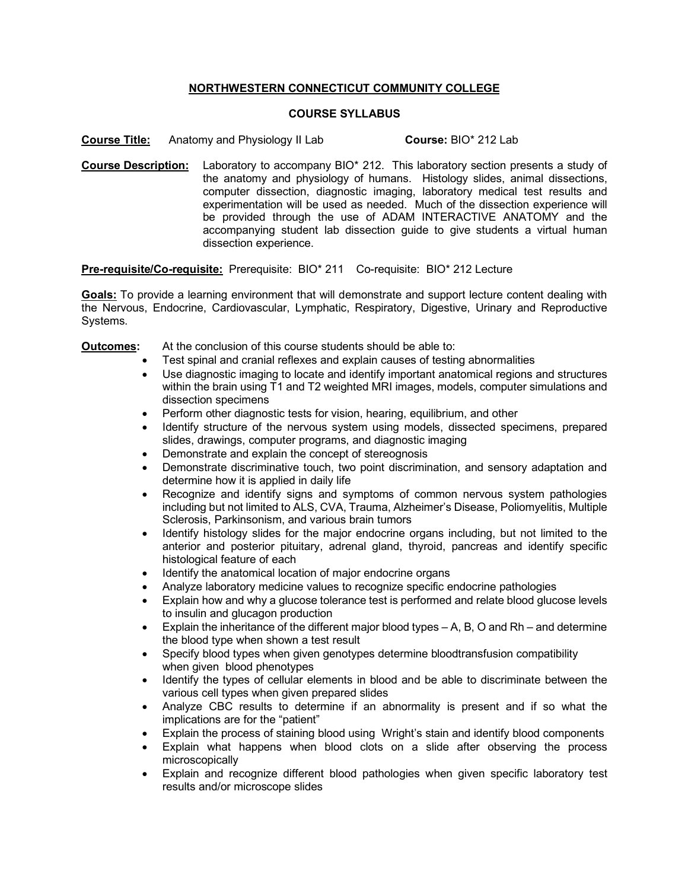**NORTHWESTERN CONNECTICUT COMMUNITY COLLEGE**

**COURSE SYLLABUS**

**Course Title:** Anatomy and Physiology II Lab **Course:** BIO* 212 Lab

**Course Description:** Laboratory to accompany BIO* 212. This laboratory section presents a study of the anatomy and physiology of humans. Histology slides, animal dissections, computer dissection, diagnostic imaging, laboratory medical test results and experimentation will be used as needed. Much of the dissection experience will be provided through the use of ADAM INTERACTIVE ANATOMY and the accompanying student lab dissection guide to give students a virtual human dissection experience.

**Pre-requisite/Co-requisite:** Prerequisite: BIO* 211 Co-requisite: BIO* 212 Lecture

**Goals:** To provide a learning environment that will demonstrate and support lecture content dealing with the Nervous, Endocrine, Cardiovascular, Lymphatic, Respiratory, Digestive, Urinary and Reproductive Systems.

**Outcomes:** At the conclusion of this course students should be able to:

- Test spinal and cranial reflexes and explain causes of testing abnormalities
- Use diagnostic imaging to locate and identify important anatomical regions and structures within the brain using T1 and T2 weighted MRI images, models, computer simulations and dissection specimens
- Perform other diagnostic tests for vision, hearing, equilibrium, and other
- Identify structure of the nervous system using models, dissected specimens, prepared slides, drawings, computer programs, and diagnostic imaging
- Demonstrate and explain the concept of stereognosis
- Demonstrate discriminative touch, two point discrimination, and sensory adaptation and determine how it is applied in daily life
- Recognize and identify signs and symptoms of common nervous system pathologies including but not limited to ALS, CVA, Trauma, Alzheimer's Disease, Poliomyelitis, Multiple Sclerosis, Parkinsonism, and various brain tumors
- Identify histology slides for the major endocrine organs including, but not limited to the anterior and posterior pituitary, adrenal gland, thyroid, pancreas and identify specific histological feature of each
- Identify the anatomical location of major endocrine organs
- Analyze laboratory medicine values to recognize specific endocrine pathologies
- Explain how and why a glucose tolerance test is performed and relate blood glucose levels to insulin and glucagon production
- Explain the inheritance of the different major blood types – A, B, O and Rh – and determine the blood type when shown a test result
- Specify blood types when given genotypes determine bloodtransfusion compatibility when given blood phenotypes
- Identify the types of cellular elements in blood and be able to discriminate between the various cell types when given prepared slides
- Analyze CBC results to determine if an abnormality is present and if so what the implications are for the "patient"
- Explain the process of staining blood using Wright's stain and identify blood components
- Explain what happens when blood clots on a slide after observing the process microscopically
- Explain and recognize different blood pathologies when given specific laboratory test results and/or microscope slides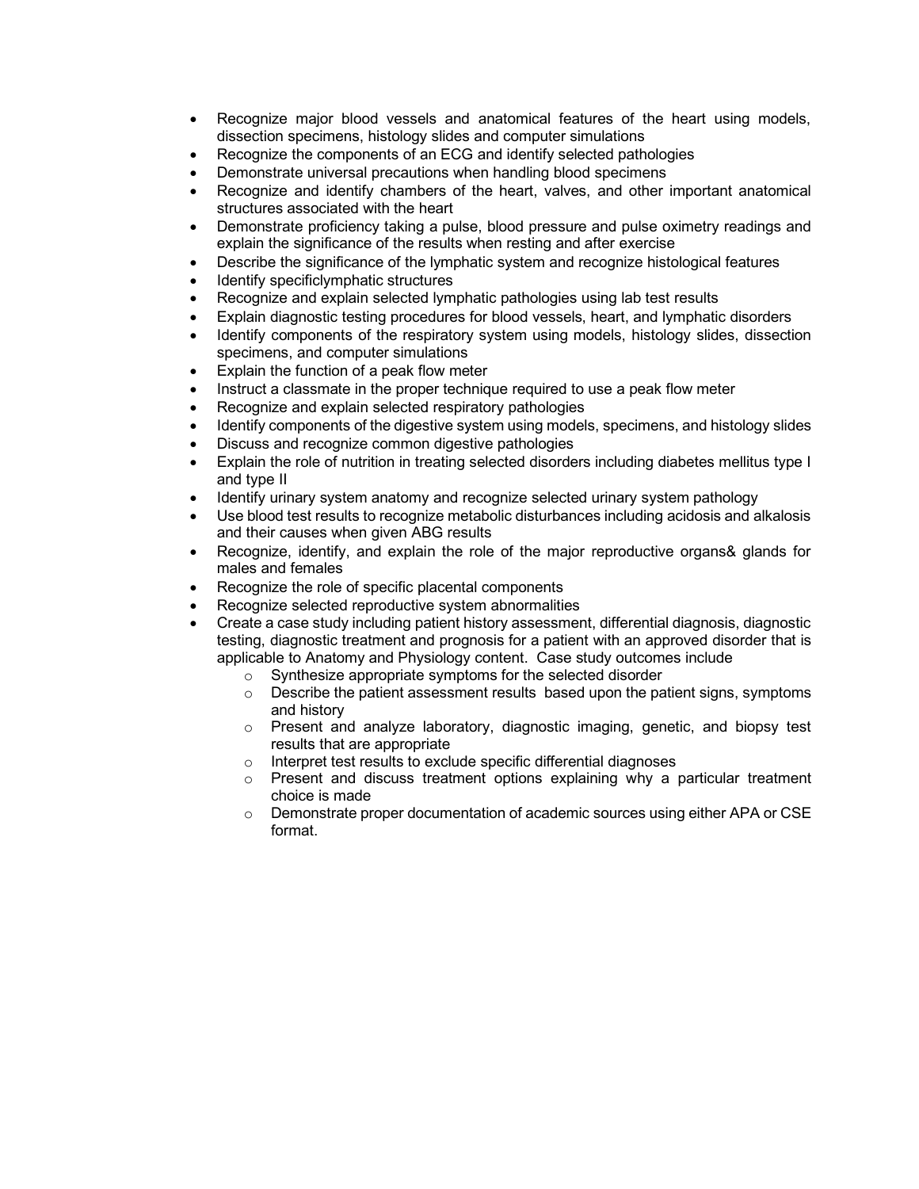- Recognize major blood vessels and anatomical features of the heart using models, dissection specimens, histology slides and computer simulations
- Recognize the components of an ECG and identify selected pathologies
- Demonstrate universal precautions when handling blood specimens
- Recognize and identify chambers of the heart, valves, and other important anatomical structures associated with the heart
- Demonstrate proficiency taking a pulse, blood pressure and pulse oximetry readings and explain the significance of the results when resting and after exercise
- Describe the significance of the lymphatic system and recognize histological features
- Identify specificlymphatic structures
- Recognize and explain selected lymphatic pathologies using lab test results
- Explain diagnostic testing procedures for blood vessels, heart, and lymphatic disorders
- Identify components of the respiratory system using models, histology slides, dissection specimens, and computer simulations
- Explain the function of a peak flow meter
- Instruct a classmate in the proper technique required to use a peak flow meter
- Recognize and explain selected respiratory pathologies
- Identify components of the digestive system using models, specimens, and histology slides
- Discuss and recognize common digestive pathologies
- Explain the role of nutrition in treating selected disorders including diabetes mellitus type I and type II
- Identify urinary system anatomy and recognize selected urinary system pathology
- Use blood test results to recognize metabolic disturbances including acidosis and alkalosis and their causes when given ABG results
- Recognize, identify, and explain the role of the major reproductive organs& glands for males and females
- Recognize the role of specific placental components
- Recognize selected reproductive system abnormalities
- Create a case study including patient history assessment, differential diagnosis, diagnostic testing, diagnostic treatment and prognosis for a patient with an approved disorder that is applicable to Anatomy and Physiology content. Case study outcomes include
  - Synthesize appropriate symptoms for the selected disorder
  - Describe the patient assessment results based upon the patient signs, symptoms and history
  - Present and analyze laboratory, diagnostic imaging, genetic, and biopsy test results that are appropriate
  - Interpret test results to exclude specific differential diagnoses
  - Present and discuss treatment options explaining why a particular treatment choice is made
  - Demonstrate proper documentation of academic sources using either APA or CSE format.